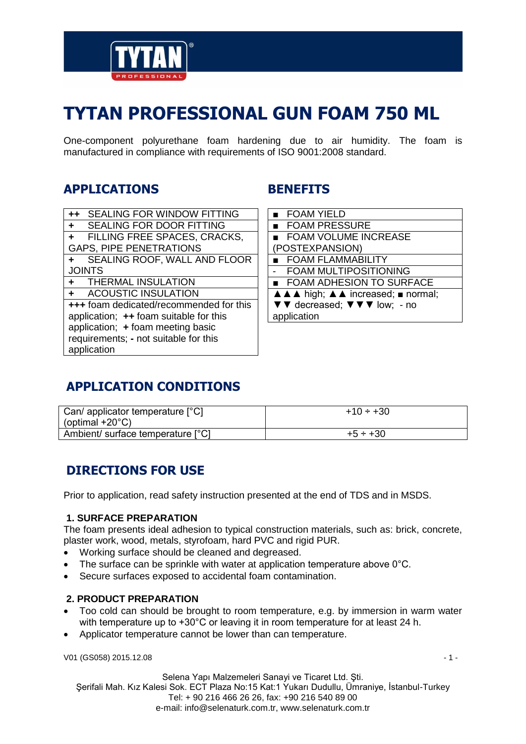# TYTAN PROFESSIONAL GUN FOAM 750 ML

One-component polyurethane foam hardening due to air humidity. The foam is manufactured in compliance with requirements of ISO 9001:2008 standard.

## APPLICATIONS

| |
|---|
| ++ SEALING FOR WINDOW FITTING |
| + SEALING FOR DOOR FITTING |
| + FILLING FREE SPACES, CRACKS, GAPS, PIPE PENETRATIONS |
| + SEALING ROOF, WALL AND FLOOR JOINTS |
| + THERMAL INSULATION |
| + ACOUSTIC INSULATION |
| **+++** foam dedicated/recommended for this application; **++** foam suitable for this application; **+** foam meeting basic requirements; **-** not suitable for this application |

## BENEFITS

| |
|---|
| ■ FOAM YIELD |
| ■ FOAM PRESSURE |
| ■ FOAM VOLUME INCREASE (POSTEXPANSION) |
| ■ FOAM FLAMMABILITY |
| - FOAM MULTIPOSITIONING |
| ■ FOAM ADHESION TO SURFACE |
| ▲▲▲ high; ▲▲ increased; ■ normal; ▼▼ decreased; ▼▼▼ low; - no application |

## APPLICATION CONDITIONS

| | |
|---|---|
| Can/ applicator temperature [°C] (optimal +20°C) | +10 ÷ +30 |
| Ambient/ surface temperature [°C] | +5 ÷ +30 |

## DIRECTIONS FOR USE

Prior to application, read safety instruction presented at the end of TDS and in MSDS.

### 1. SURFACE PREPARATION

The foam presents ideal adhesion to typical construction materials, such as: brick, concrete, plaster work, wood, metals, styrofoam, hard PVC and rigid PUR.

- Working surface should be cleaned and degreased.
- The surface can be sprinkle with water at application temperature above 0°C.
- Secure surfaces exposed to accidental foam contamination.

### 2. PRODUCT PREPARATION

- Too cold can should be brought to room temperature, e.g. by immersion in warm water with temperature up to +30°C or leaving it in room temperature for at least 24 h.
- Applicator temperature cannot be lower than can temperature.

V01 (GS058) 2015.12.08

Selena Yapı Malzemeleri Sanayi ve Ticaret Ltd. Şti.
Şerifali Mah. Kız Kalesi Sok. ECT Plaza No:15 Kat:1 Yukarı Dudullu, Ümraniye, İstanbul-Turkey
Tel: + 90 216 466 26 26, fax: +90 216 540 89 00
e-mail: info@selenaturk.com.tr, www.selenaturk.com.tr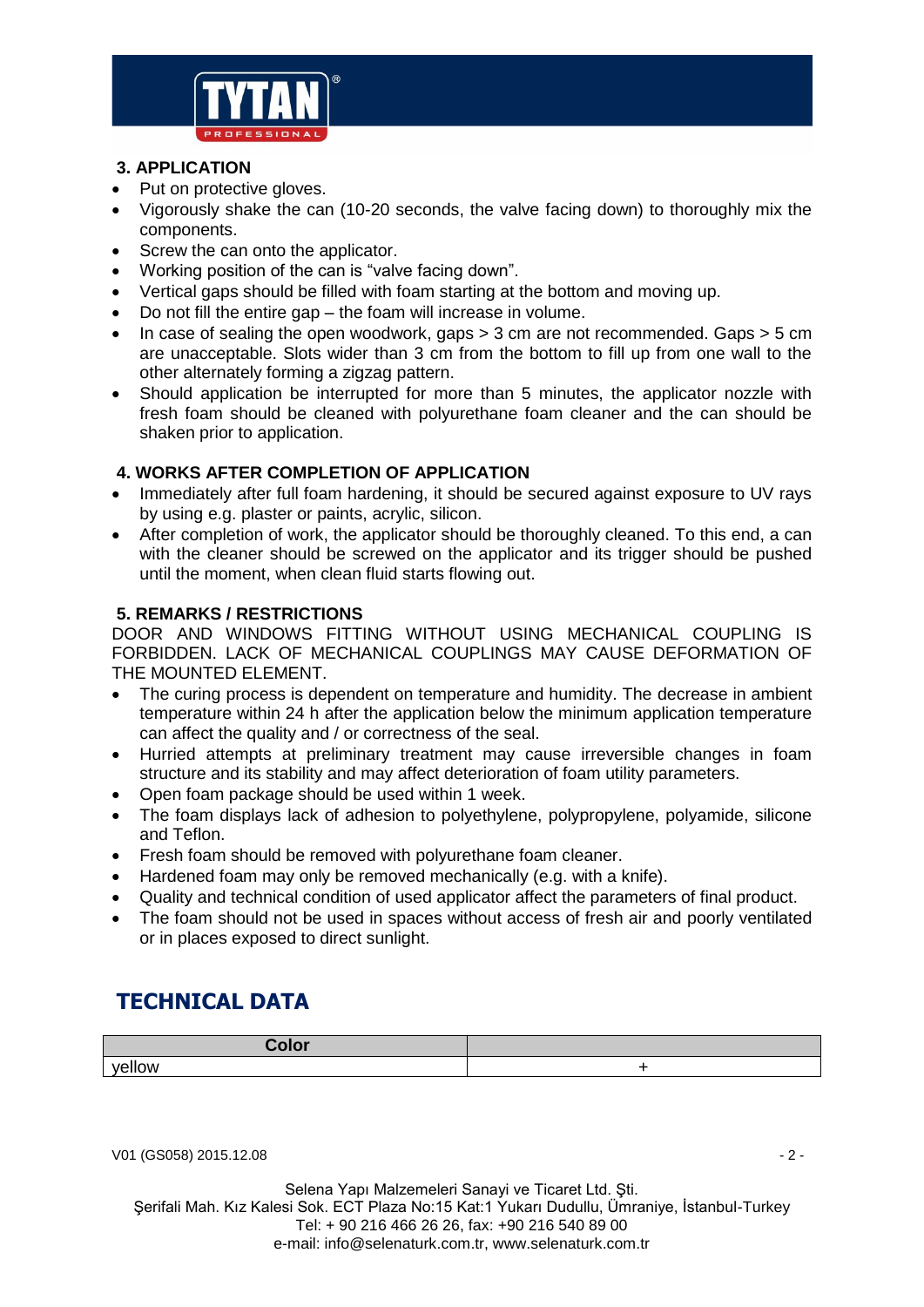### 3. APPLICATION

- Put on protective gloves.
- Vigorously shake the can (10-20 seconds, the valve facing down) to thoroughly mix the components.
- Screw the can onto the applicator.
- Working position of the can is "valve facing down".
- Vertical gaps should be filled with foam starting at the bottom and moving up.
- Do not fill the entire gap – the foam will increase in volume.
- In case of sealing the open woodwork, gaps > 3 cm are not recommended. Gaps > 5 cm are unacceptable. Slots wider than 3 cm from the bottom to fill up from one wall to the other alternately forming a zigzag pattern.
- Should application be interrupted for more than 5 minutes, the applicator nozzle with fresh foam should be cleaned with polyurethane foam cleaner and the can should be shaken prior to application.

### 4. WORKS AFTER COMPLETION OF APPLICATION

- Immediately after full foam hardening, it should be secured against exposure to UV rays by using e.g. plaster or paints, acrylic, silicon.
- After completion of work, the applicator should be thoroughly cleaned. To this end, a can with the cleaner should be screwed on the applicator and its trigger should be pushed until the moment, when clean fluid starts flowing out.

### 5. REMARKS / RESTRICTIONS

DOOR AND WINDOWS FITTING WITHOUT USING MECHANICAL COUPLING IS FORBIDDEN. LACK OF MECHANICAL COUPLINGS MAY CAUSE DEFORMATION OF THE MOUNTED ELEMENT.

- The curing process is dependent on temperature and humidity. The decrease in ambient temperature within 24 h after the application below the minimum application temperature can affect the quality and / or correctness of the seal.
- Hurried attempts at preliminary treatment may cause irreversible changes in foam structure and its stability and may affect deterioration of foam utility parameters.
- Open foam package should be used within 1 week.
- The foam displays lack of adhesion to polyethylene, polypropylene, polyamide, silicone and Teflon.
- Fresh foam should be removed with polyurethane foam cleaner.
- Hardened foam may only be removed mechanically (e.g. with a knife).
- Quality and technical condition of used applicator affect the parameters of final product.
- The foam should not be used in spaces without access of fresh air and poorly ventilated or in places exposed to direct sunlight.

## TECHNICAL DATA

| Color | |
|---|---|
| yellow | + |

V01 (GS058) 2015.12.08

Selena Yapı Malzemeleri Sanayi ve Ticaret Ltd. Şti.
Şerifali Mah. Kız Kalesi Sok. ECT Plaza No:15 Kat:1 Yukarı Dudullu, Ümraniye, İstanbul-Turkey
Tel: + 90 216 466 26 26, fax: +90 216 540 89 00
e-mail: info@selenaturk.com.tr, www.selenaturk.com.tr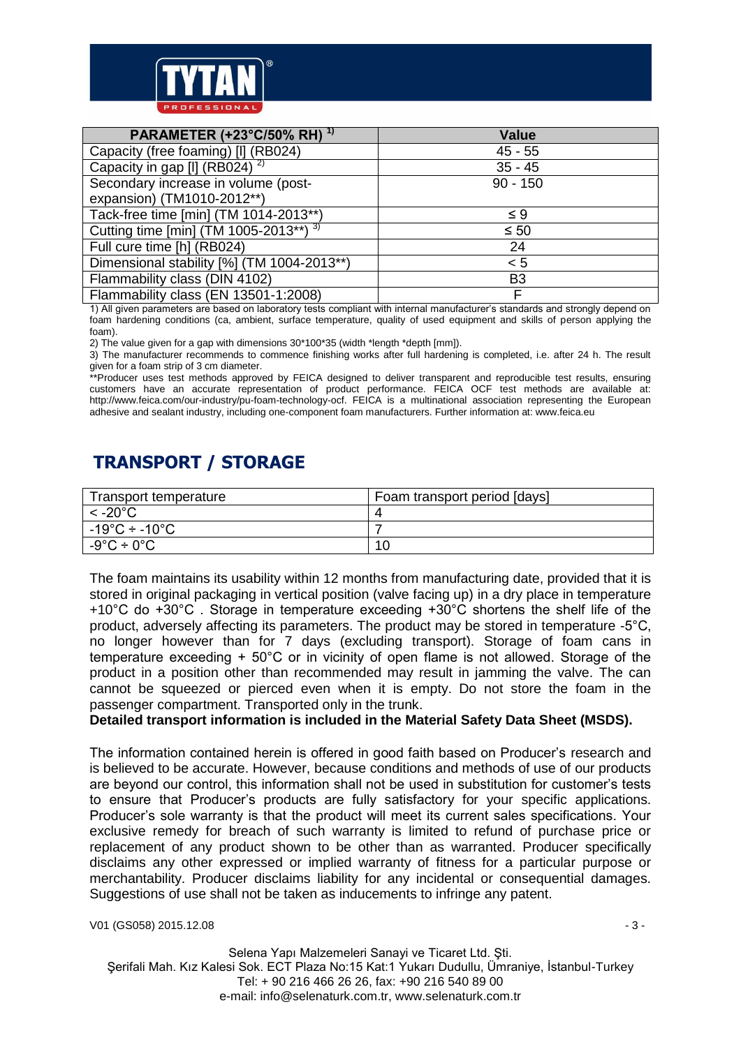| PARAMETER (+23°C/50% RH) [1] | Value |
|---|---|
| Capacity (free foaming) [l] (RB024) | 45 - 55 |
| Capacity in gap [l] (RB024) [2] | 35 - 45 |
| Secondary increase in volume (post-expansion) (TM1010-2012**) | 90 - 150 |
| Tack-free time [min] (TM 1014-2013**) | ≤ 9 |
| Cutting time [min] (TM 1005-2013**) [3] | ≤ 50 |
| Full cure time [h] (RB024) | 24 |
| Dimensional stability [%] (TM 1004-2013**) | < 5 |
| Flammability class (DIN 4102) | B3 |
| Flammability class (EN 13501-1:2008) | F |

1) All given parameters are based on laboratory tests compliant with internal manufacturer's standards and strongly depend on foam hardening conditions (ca, ambient, surface temperature, quality of used equipment and skills of person applying the foam).

2) The value given for a gap with dimensions 30*100*35 (width *length *depth [mm]).

3) The manufacturer recommends to commence finishing works after full hardening is completed, i.e. after 24 h. The result given for a foam strip of 3 cm diameter.

**Producer uses test methods approved by FEICA designed to deliver transparent and reproducible test results, ensuring customers have an accurate representation of product performance. FEICA OCF test methods are available at: http://www.feica.com/our-industry/pu-foam-technology-ocf. FEICA is a multinational association representing the European adhesive and sealant industry, including one-component foam manufacturers. Further information at: www.feica.eu

## TRANSPORT / STORAGE

| Transport temperature | Foam transport period [days] |
|---|---|
| < -20°C | 4 |
| -19°C ÷ -10°C | 7 |
| -9°C ÷ 0°C | 10 |

The foam maintains its usability within 12 months from manufacturing date, provided that it is stored in original packaging in vertical position (valve facing up) in a dry place in temperature +10°C do +30°C . Storage in temperature exceeding +30°C shortens the shelf life of the product, adversely affecting its parameters. The product may be stored in temperature -5°C, no longer however than for 7 days (excluding transport). Storage of foam cans in temperature exceeding + 50°C or in vicinity of open flame is not allowed. Storage of the product in a position other than recommended may result in jamming the valve. The can cannot be squeezed or pierced even when it is empty. Do not store the foam in the passenger compartment. Transported only in the trunk.

**Detailed transport information is included in the Material Safety Data Sheet (MSDS).**

The information contained herein is offered in good faith based on Producer's research and is believed to be accurate. However, because conditions and methods of use of our products are beyond our control, this information shall not be used in substitution for customer's tests to ensure that Producer's products are fully satisfactory for your specific applications. Producer's sole warranty is that the product will meet its current sales specifications. Your exclusive remedy for breach of such warranty is limited to refund of purchase price or replacement of any product shown to be other than as warranted. Producer specifically disclaims any other expressed or implied warranty of fitness for a particular purpose or merchantability. Producer disclaims liability for any incidental or consequential damages. Suggestions of use shall not be taken as inducements to infringe any patent.

V01 (GS058) 2015.12.08

Selena Yapı Malzemeleri Sanayi ve Ticaret Ltd. Şti.
Şerifali Mah. Kız Kalesi Sok. ECT Plaza No:15 Kat:1 Yukarı Dudullu, Ümraniye, İstanbul-Turkey
Tel: + 90 216 466 26 26, fax: +90 216 540 89 00
e-mail: info@selenaturk.com.tr, www.selenaturk.com.tr